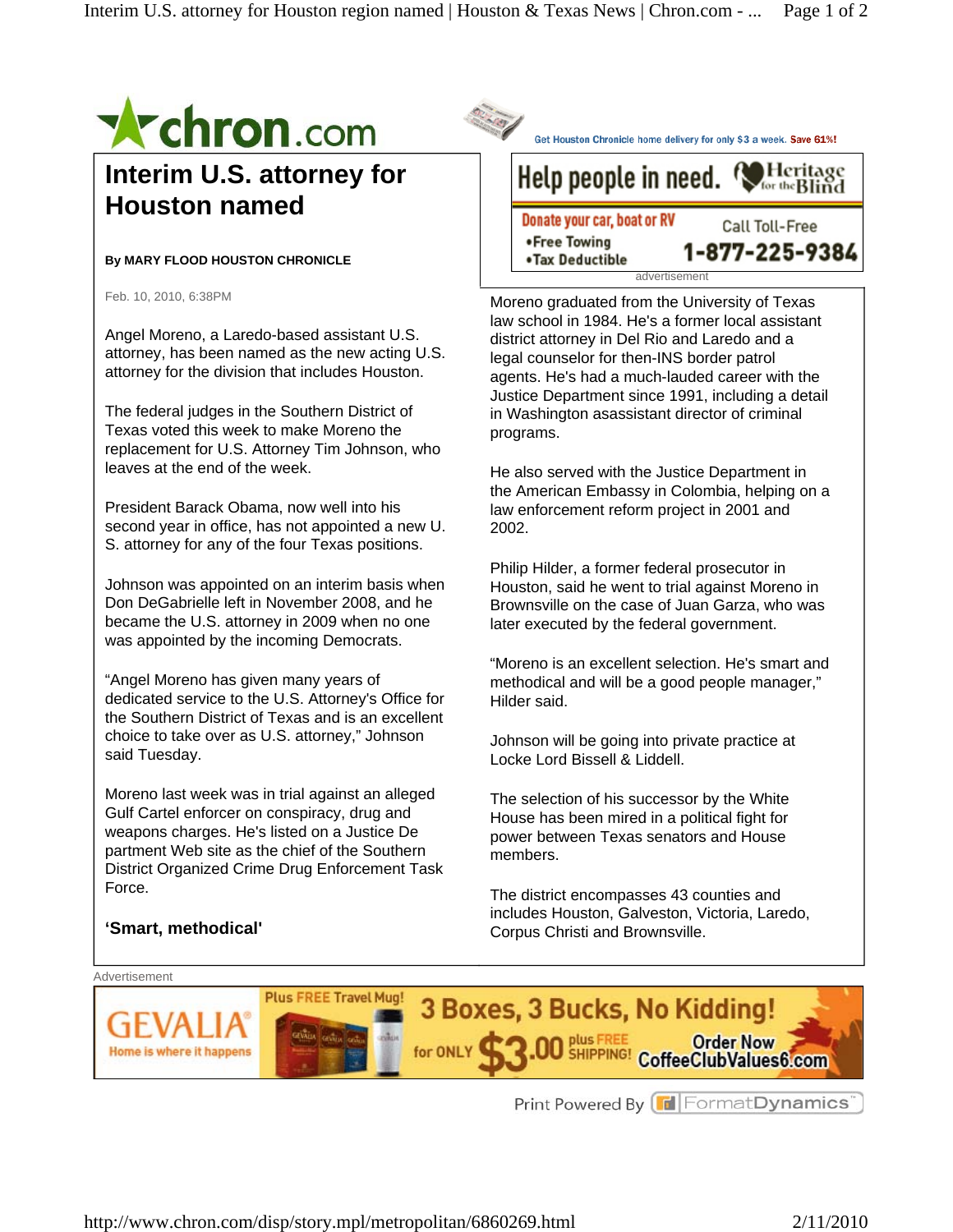# Interim U.S. attorney for Houston named

**By MARY FLOOD HOUSTON CHRONICLE**

Feb. 10, 2010, 6:38PM

Angel Moreno, a Laredo-based assistant U.S. attorney, has been named as the new acting U.S. attorney for the division that includes Houston.

The federal judges in the Southern District of Texas voted this week to make Moreno the replacement for U.S. Attorney Tim Johnson, who leaves at the end of the week.

President Barack Obama, now well into his second year in office, has not appointed a new U. S. attorney for any of the four Texas positions.

Johnson was appointed on an interim basis when Don DeGabrielle left in November 2008, and he became the U.S. attorney in 2009 when no one was appointed by the incoming Democrats.

"Angel Moreno has given many years of dedicated service to the U.S. Attorney's Office for the Southern District of Texas and is an excellent choice to take over as U.S. attorney," Johnson said Tuesday.

Moreno last week was in trial against an alleged Gulf Cartel enforcer on conspiracy, drug and weapons charges. He's listed on a Justice De partment Web site as the chief of the Southern District Organized Crime Drug Enforcement Task Force.

**'Smart, methodical'**

Moreno graduated from the University of Texas law school in 1984. He's a former local assistant district attorney in Del Rio and Laredo and a legal counselor for then-INS border patrol agents. He's had a much-lauded career with the Justice Department since 1991, including a detail in Washington asassistant director of criminal programs.

He also served with the Justice Department in the American Embassy in Colombia, helping on a law enforcement reform project in 2001 and 2002.

Philip Hilder, a former federal prosecutor in Houston, said he went to trial against Moreno in Brownsville on the case of Juan Garza, who was later executed by the federal government.

"Moreno is an excellent selection. He's smart and methodical and will be a good people manager," Hilder said.

Johnson will be going into private practice at Locke Lord Bissell & Liddell.

The selection of his successor by the White House has been mired in a political fight for power between Texas senators and House members.

The district encompasses 43 counties and includes Houston, Galveston, Victoria, Laredo, Corpus Christi and Brownsville.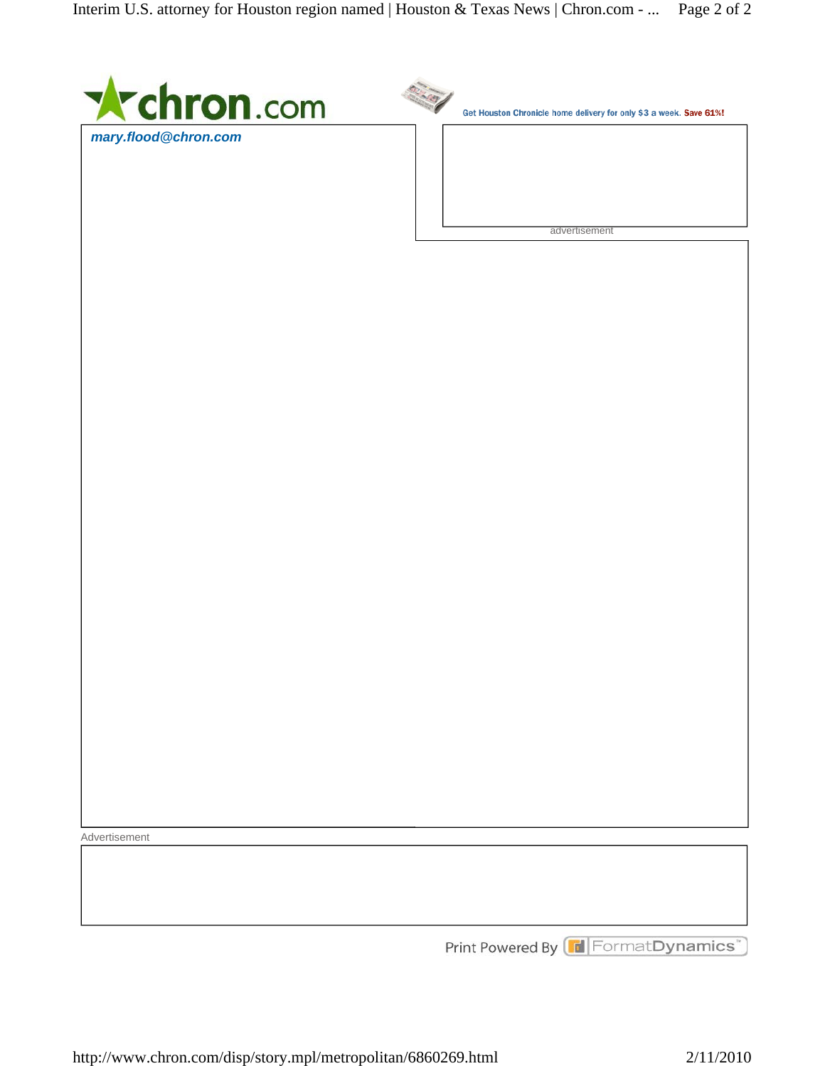mary.flood@chron.com